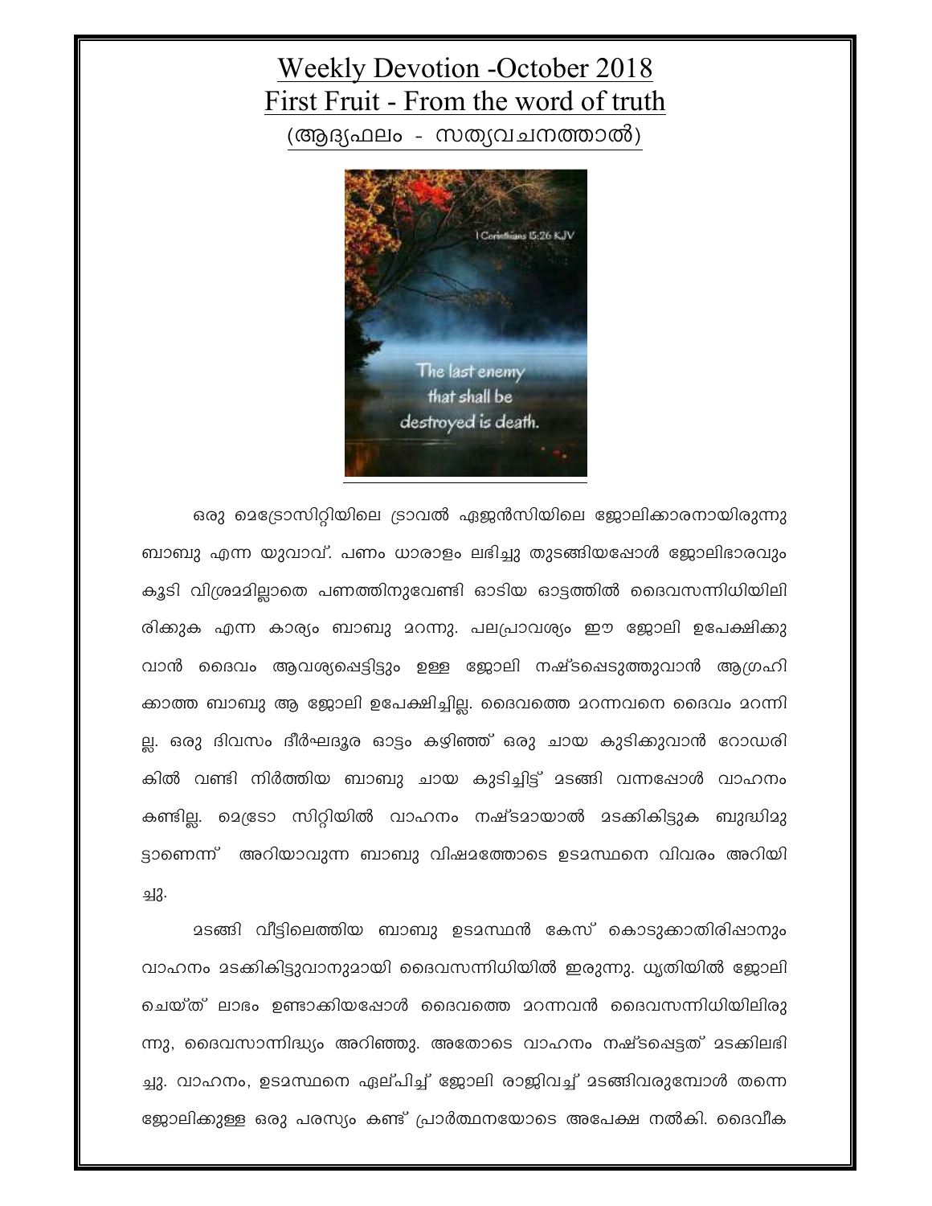# Weekly Devotion -October 2018
# First Fruit - From the word of truth
## (ആദ്യഫലം - സത്യവചനത്താൽ)

ഒരു മെട്രോസിറ്റിയിലെ ട്രാവൽ ഏജൻസിയിലെ ജോലിക്കാരനായിരുന്നു ബാബു എന്ന യുവാവ്. പണം ധാരാളം ലഭിച്ചു തുടങ്ങിയപ്പോൾ ജോലിഭാരവും കൂടി വിശ്രമമില്ലാതെ പണത്തിനുവേണ്ടി ഓടിയ ഓട്ടത്തിൽ ദൈവസന്നിധിയിലിരിക്കുക എന്ന കാര്യം ബാബു മറന്നു. പലപ്രാവശ്യം ഈ ജോലി ഉപേക്ഷിക്കുവാൻ ദൈവം ആവശ്യപ്പെട്ടിട്ടും ഉള്ള ജോലി നഷ്ടപ്പെടുത്തുവാൻ ആഗ്രഹിക്കാത്ത ബാബു ആ ജോലി ഉപേക്ഷിച്ചില്ല. ദൈവത്തെ മറന്നവനെ ദൈവം മറന്നില്ല. ഒരു ദിവസം ദീർഘദൂര ഓട്ടം കഴിഞ്ഞ് ഒരു ചായ കുടിക്കുവാൻ റോഡരികിൽ വണ്ടി നിർത്തിയ ബാബു ചായ കുടിച്ചിട്ട് മടങ്ങി വന്നപ്പോൾ വാഹനം കണ്ടില്ല. മെട്രോ സിറ്റിയിൽ വാഹനം നഷ്ടമായാൽ മടക്കികിട്ടുക ബുദ്ധിമുട്ടാണെന്ന് അറിയാവുന്ന ബാബു വിഷമത്തോടെ ഉടമസ്ഥനെ വിവരം അറിയിച്ചു.

മടങ്ങി വീട്ടിലെത്തിയ ബാബു ഉടമസ്ഥൻ കേസ് കൊടുക്കാതിരിപ്പാനും വാഹനം മടക്കികിട്ടുവാനുമായി ദൈവസന്നിധിയിൽ ഇരുന്നു. ധൃതിയിൽ ജോലി ചെയ്ത് ലാഭം ഉണ്ടാക്കിയപ്പോൾ ദൈവത്തെ മറന്നവൻ ദൈവസന്നിധിയിലിരുന്നു, ദൈവസാന്നിദ്ധ്യം അറിഞ്ഞു. അതോടെ വാഹനം നഷ്ടപ്പെട്ടത് മടക്കിലഭിച്ചു. വാഹനം, ഉടമസ്ഥനെ ഏല്പിച്ച് ജോലി രാജിവച്ച് മടങ്ങിവരുമ്പോൾ തന്നെ ജോലിക്കുള്ള ഒരു പരസ്യം കണ്ട് പ്രാർത്ഥനയോടെ അപേക്ഷ നൽകി. ദൈവീക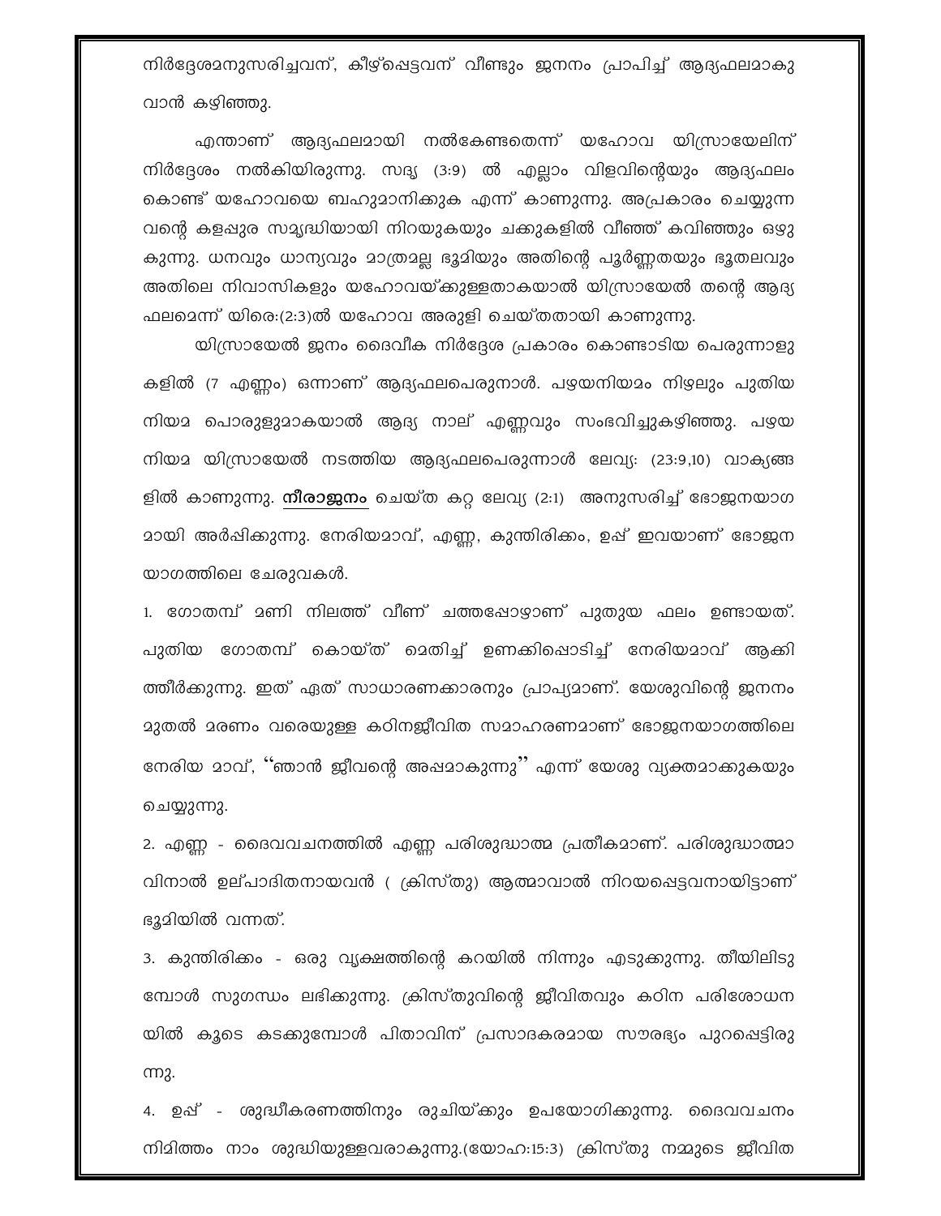നിർദ്ദേശമനുസരിച്ചവന്, കീഴ്പ്പെട്ടവന് വീണ്ടും ജനനം പ്രാപിച്ച് ആദ്യഫലമാകുവാൻ കഴിഞ്ഞു.

എന്താണ് ആദ്യഫലമായി നൽകേണ്ടതെന്ന് യഹോവ യിസ്രായേലിന് നിർദ്ദേശം നൽകിയിരുന്നു. സദൃ (3:9) ൽ എല്ലാം വിളവിന്റെയും ആദ്യഫലം കൊണ്ട് യഹോവയെ ബഹുമാനിക്കുക എന്ന് കാണുന്നു. അപ്രകാരം ചെയ്യുന്നവന്റെ കളപ്പുര സമൃദ്ധിയായി നിറയുകയും ചക്കുകളിൽ വീഞ്ഞ് കവിഞ്ഞും ഒഴുകുന്നു. ധനവും ധാന്യവും മാത്രമല്ല ഭൂമിയും അതിന്റെ പൂർണ്ണതയും ഭൂതലവും അതിലെ നിവാസികളും യഹോവയ്ക്കുള്ളതാകയാൽ യിസ്രായേൽ തന്റെ ആദ്യഫലമെന്ന് യിരെ:(2:3)ൽ യഹോവ അരുളി ചെയ്തതായി കാണുന്നു.

യിസ്രായേൽ ജനം ദൈവീക നിർദ്ദേശ പ്രകാരം കൊണ്ടാടിയ പെരുന്നാളുകളിൽ (7 എണ്ണം) ഒന്നാണ് ആദ്യഫലപെരുനാൾ. പഴയനിയമം നിഴലും പുതിയ നിയമ പൊരുളുമാകയാൽ ആദ്യ നാല് എണ്ണവും സംഭവിച്ചുകഴിഞ്ഞു. പഴയ നിയമ യിസ്രായേൽ നടത്തിയ ആദ്യഫലപെരുന്നാൾ ലേവ്യ: (23:9,10) വാക്യങ്ങളിൽ കാണുന്നു. **നീരാജനം** ചെയ്ത കറ്റ ലേവ്യ (2:1) അനുസരിച്ച് ഭോജനയാഗമായി അർപ്പിക്കുന്നു. നേരിയമാവ്, എണ്ണ, കുന്തിരിക്കം, ഉപ്പ് ഇവയാണ് ഭോജനയാഗത്തിലെ ചേരുവകൾ.

1. ഗോതമ്പ് മണി നിലത്ത് വീണ് ചത്തപ്പോഴാണ് പുതുയ ഫലം ഉണ്ടായത്. പുതിയ ഗോതമ്പ് കൊയ്ത് മെതിച്ച് ഉണക്കിപ്പൊടിച്ച് നേരിയമാവ് ആക്കിത്തീർക്കുന്നു. ഇത് ഏത് സാധാരണക്കാരനും പ്രാപ്യമാണ്. യേശുവിന്റെ ജനനം മുതൽ മരണം വരെയുള്ള കഠിനജീവിത സമാഹരണമാണ് ഭോജനയാഗത്തിലെ നേരിയ മാവ്, "ഞാൻ ജീവന്റെ അപ്പമാകുന്നു" എന്ന് യേശു വ്യക്തമാക്കുകയും ചെയ്യുന്നു.

2. എണ്ണ - ദൈവവചനത്തിൽ എണ്ണ പരിശുദ്ധാത്മ പ്രതീകമാണ്. പരിശുദ്ധാത്മാവിനാൽ ഉല്പാദിതനായവൻ ( ക്രിസ്തു) ആത്മാവാൽ നിറയപ്പെട്ടവനായിട്ടാണ് ഭൂമിയിൽ വന്നത്.

3. കുന്തിരിക്കം - ഒരു വൃക്ഷത്തിന്റെ കറയിൽ നിന്നും എടുക്കുന്നു. തീയിലിടുമ്പോൾ സുഗന്ധം ലഭിക്കുന്നു. ക്രിസ്തുവിന്റെ ജീവിതവും കഠിന പരിശോധനയിൽ കൂടെ കടക്കുമ്പോൾ പിതാവിന് പ്രസാദകരമായ സൗരഭ്യം പുറപ്പെട്ടിരുന്നു.

4. ഉപ്പ് - ശുദ്ധീകരണത്തിനും രുചിയ്ക്കും ഉപയോഗിക്കുന്നു. ദൈവവചനം നിമിത്തം നാം ശുദ്ധിയുള്ളവരാകുന്നു.(യോഹ:15:3) ക്രിസ്തു നമ്മുടെ ജീവിത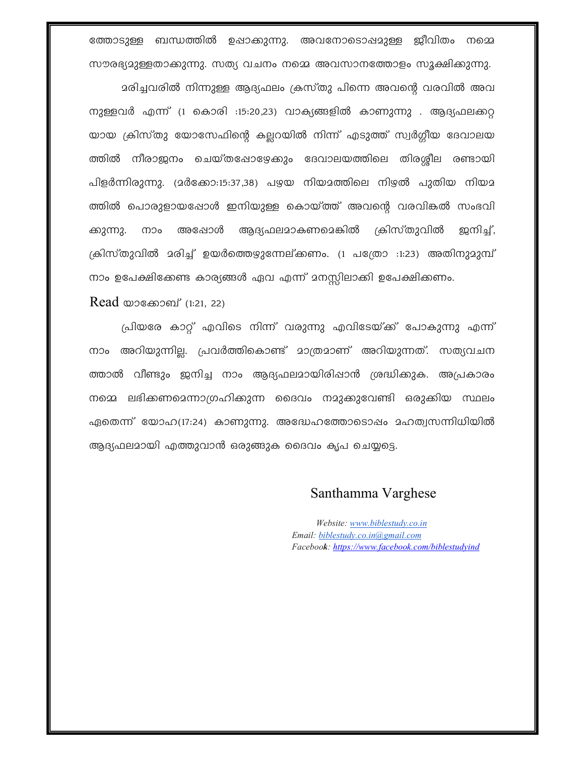ത്തോടുള്ള ബന്ധത്തിൽ ഉഷാക്കുന്നു. അവനോടൊഷമുള്ള ജീവിതം നമ്മെ സൗരഭ്യമുള്ളതാക്കുന്നു. സത്യ വചനം നമ്മെ അവസാനത്തോളം സൂക്ഷിക്കുന്നു.

മരിച്ചവരിൽ നിന്നുള്ള ആദ്യഫലം ക്രസ്തു പിന്നെ അവന്റെ വരവിൽ അവനുള്ളവർ എന്ന് (1 കൊരി :15:20,23) വാക്യങ്ങളിൽ കാണുന്നു . ആദ്യഫലക്കറ്റയായ ക്രിസ്തു യോസേഫിന്റെ കല്ലറയിൽ നിന്ന് എടുത്ത് സ്വർഗ്ഗീയ ദേവാലയത്തിൽ നീരാജനം ചെയ്തപ്പോഴേക്കും ദേവാലയത്തിലെ തിരശ്ശീല രണ്ടായി പിളർന്നിരുന്നു. (മർക്കോ:15:37,38) പഴയ നിയമത്തിലെ നിഴൽ പുതിയ നിയമത്തിൽ പൊരുളായപ്പോൾ ഇനിയുള്ള കൊയ്ത്ത് അവന്റെ വരവിങ്കൽ സംഭവിക്കുന്നു. നാം അപ്പോൾ ആദ്യഫലമാകണമെങ്കിൽ ക്രിസ്തുവിൽ ജനിച്ച്, ക്രിസ്തുവിൽ മരിച്ച് ഉയർത്തെഴുന്നേല്ക്കണം. (1 പത്രോ :1:23) അതിനുമുമ്പ് നാം ഉപേക്ഷിക്കേണ്ട കാര്യങ്ങൾ ഏവ എന്ന് മനസ്സിലാക്കി ഉപേക്ഷിക്കണം.

Read യാക്കോബ് (1:21, 22)

പ്രിയരേ കാറ്റ് എവിടെ നിന്ന് വരുന്നു എവിടേയ്ക്ക് പോകുന്നു എന്ന് നാം അറിയുന്നില്ല. പ്രവർത്തികൊണ്ട് മാത്രമാണ് അറിയുന്നത്. സത്യവചനത്താൽ വീണ്ടും ജനിച്ച നാം ആദ്യഫലമായിരിപ്പാൻ ശ്രദ്ധിക്കുക. അപ്രകാരം നമ്മെ ലഭിക്കണമെന്നാഗ്രഹിക്കുന്ന ദൈവം നമുക്കുവേണ്ടി ഒരുക്കിയ സ്ഥലം ഏതെന്ന് യോഹ(17:24) കാണുന്നു. അദ്ദേഹത്തോടൊപ്പം മഹത്വസന്നിധിയിൽ ആദ്യഫലമായി എത്തുവാൻ ഒരുങ്ങുക ദൈവം കൃപ ചെയ്യട്ടെ.

Santhamma Varghese

*Website: www.biblestudy.co.in*
*Email: biblestudy.co.in@gmail.com*
*Facebook: https://www.facebook.com/biblestudyind*